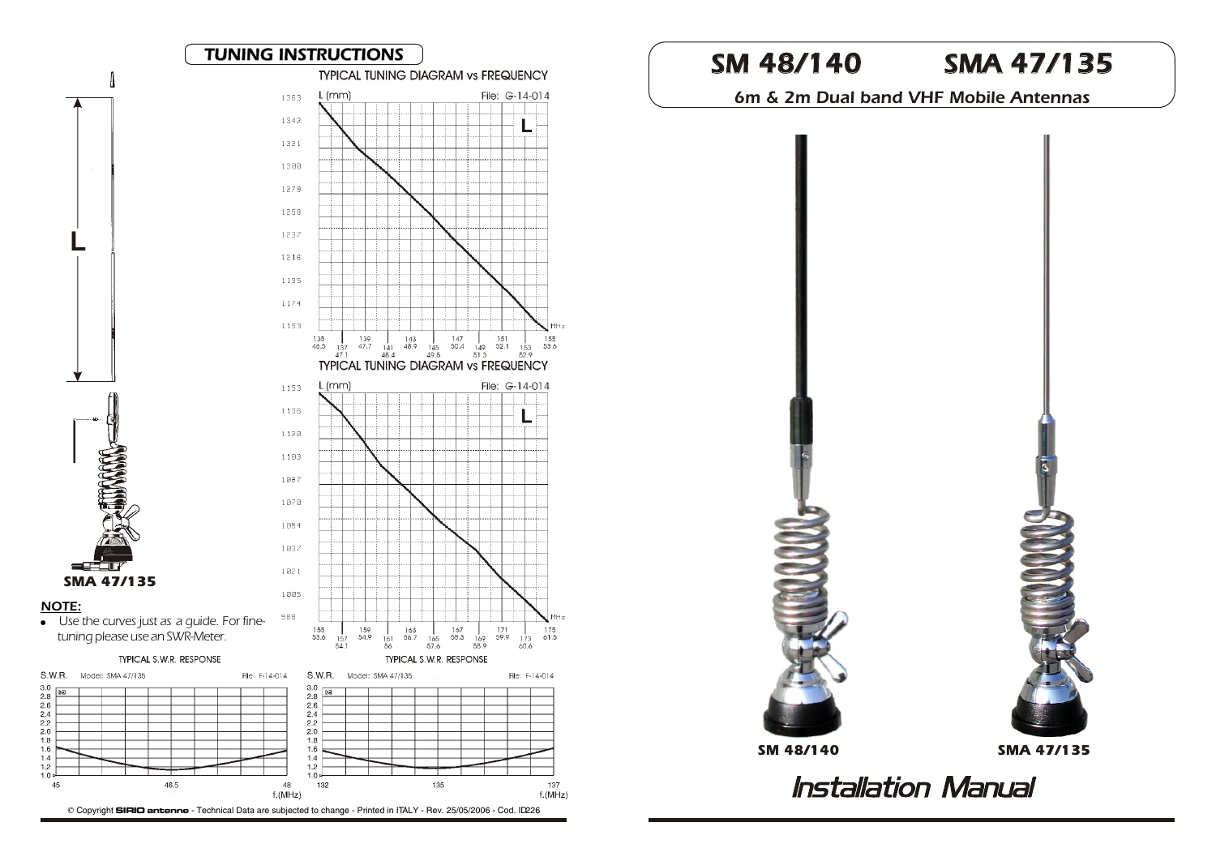# SM 48/140 SMA 47/135

*6m & 2m Dual band VHF Mobile Antennas*

SM 48/140

SMA 47/135

*Installation Manual*

## TUNING INSTRUCTIONS

L

SMA 47/135

TYPICAL TUNING DIAGRAM vs FREQUENCY

L (mm) File: G-14-014

1363, 1342, 1321, 1300, 1279, 1258, 1237, 1216, 1195, 1174, 1153

MHz: 135/46.5, 137/47.1, 139/47.7, 141/48.4, 143/48.9, 145/49.5, 147/50.4, 149/51.3, 151/52.1, 153/52.9, 155/53.6

TYPICAL TUNING DIAGRAM vs FREQUENCY

L (mm) File: G-14-014

1153, 1136, 1120, 1103, 1087, 1070, 1054, 1037, 1021, 1005, 988

MHz: 155/53.6, 157/54.1, 159/54.9, 161/56, 163/56.7, 165/57.6, 167/58.3, 169/58.9, 171/59.9, 173/60.6, 175/61.5

**NOTE:**

- Use the curves just as a guide. For fine-tuning please use an SWR-Meter.

TYPICAL S.W.R. RESPONSE

S.W.R. Model: SMA 47/135 File: F-14-014

f.(MHz): 45, 46.5, 48

TYPICAL S.W.R. RESPONSE

S.W.R. Model: SMA 47/135 File: F-14-014

f.(MHz): 132, 135, 137

© Copyright **SIRIO antenne** - Technical Data are subjected to change - Printed in ITALY - Rev. 25/05/2006 - Cod. ID226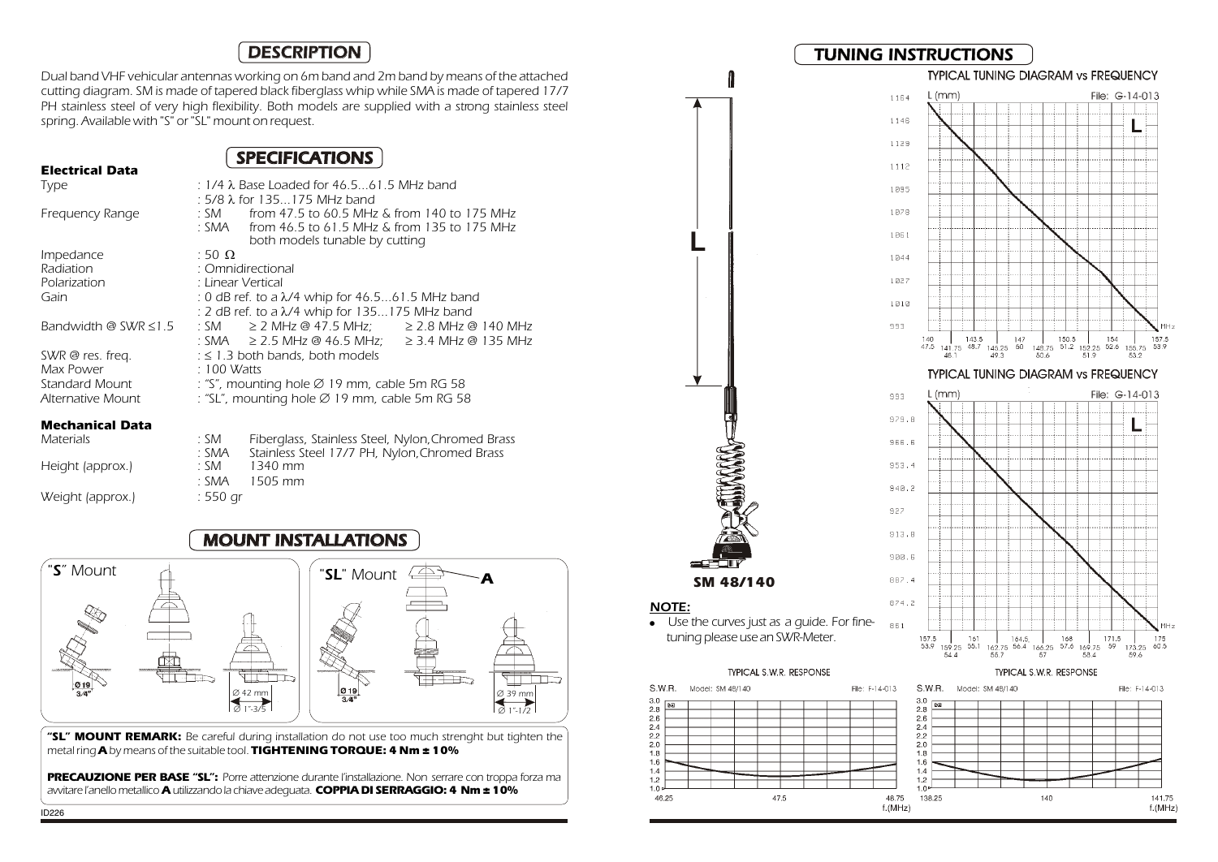## DESCRIPTION

Dual band VHF vehicular antennas working on 6m band and 2m band by means of the attached cutting diagram. SM is made of tapered black fiberglass whip while SMA is made of tapered 17/7 PH stainless steel of very high flexibility. Both models are supplied with a strong stainless steel spring. Available with "S" or "SL" mount on request.

## SPECIFICATIONS

### Electrical Data

| | | |
|---|---|---|
| Type | : 1/4 λ Base Loaded for 46.5...61.5 MHz band | |
| | : 5/8 λ for 135...175 MHz band | |
| Frequency Range | : SM from 47.5 to 60.5 MHz & from 140 to 175 MHz | |
| | : SMA from 46.5 to 61.5 MHz & from 135 to 175 MHz | |
| | both models tunable by cutting | |
| Impedance | : 50 Ω | |
| Radiation | : Omnidirectional | |
| Polarization | : Linear Vertical | |
| Gain | : 0 dB ref. to a λ/4 whip for 46.5...61.5 MHz band | |
| | : 2 dB ref. to a λ/4 whip for 135...175 MHz band | |
| Bandwidth @ SWR ≤1.5 | : SM ≥ 2 MHz @ 47.5 MHz; | ≥ 2.8 MHz @ 140 MHz |
| | : SMA ≥ 2.5 MHz @ 46.5 MHz; | ≥ 3.4 MHz @ 135 MHz |
| SWR @ res. freq. | : ≤ 1.3 both bands, both models | |
| Max Power | : 100 Watts | |
| Standard Mount | : "S", mounting hole ∅ 19 mm, cable 5m RG 58 | |
| Alternative Mount | : "SL", mounting hole ∅ 19 mm, cable 5m RG 58 | |

### Mechanical Data

| | | |
|---|---|---|
| Materials | : SM | Fiberglass, Stainless Steel, Nylon, Chromed Brass |
| | : SMA | Stainless Steel 17/7 PH, Nylon, Chromed Brass |
| Height (approx.) | : SM | 1340 mm |
| | : SMA | 1505 mm |
| Weight (approx.) | : 550 gr | |

## MOUNT INSTALLATIONS

"S" Mount

Ø 19
3/4"

Ø 42 mm
Ø 1"-3/5

"SL" Mount

A

Ø 19
3/4"

Ø 39 mm
Ø 1"-1/2

**"SL" MOUNT REMARK:** *Be careful during installation do not use too much strenght but tighten the metal ring* **A** *by means of the suitable tool.* **TIGHTENING TORQUE: 4 Nm ± 10%**

**PRECAUZIONE PER BASE "SL":** *Porre attenzione durante l'installazione. Non serrare con troppa forza ma avvitare l'anello metallico* **A** *utilizzando la chiave adeguata.* **COPPIA DI SERRAGGIO: 4 Nm ± 10%**

ID226

## TUNING INSTRUCTIONS

L

**SM 48/140**

**NOTE:**

- *Use the curves just as a guide. For fine-tuning please use an SWR-Meter.*

TYPICAL TUNING DIAGRAM vs FREQUENCY

L (mm)
File: G-14-013
L

1164
1146
1129
1112
1095
1078
1061
1044
1027
1010
993

140 143.5 147 150.5 154 157.5
47.5 141.75 48.7 145.25 50 148.75 51.2 152.25 52.6 155.75 53.9
48.1 49.3 50.6 51.9 53.2
MHz

TYPICAL TUNING DIAGRAM vs FREQUENCY

L (mm)
File: G-14-013
L

993
979.8
966.6
953.4
940.2
927
913.8
900.6
887.4
874.2
861

157.5 161 164.5 168 171.5 175
53.9 159.25 55.1 162.75 56.4 166.25 57.6 169.75 59 173.25 60.5
54.4 55.7 57 58.4 59.6
MHz

TYPICAL S.W.R. RESPONSE

S.W.R. Model: SM 48/140
File: F-14-013

3.0
2.8
2.6
2.4
2.2
2.0
1.8
1.6
1.4
1.2
1.0

46.25 47.5 48.75
f.(MHz)

TYPICAL S.W.R. RESPONSE

S.W.R. Model: SM 48/140
File: F-14-013

3.0
2.8
2.6
2.4
2.2
2.0
1.8
1.6
1.4
1.2
1.0

138.25 140 141.75
f.(MHz)